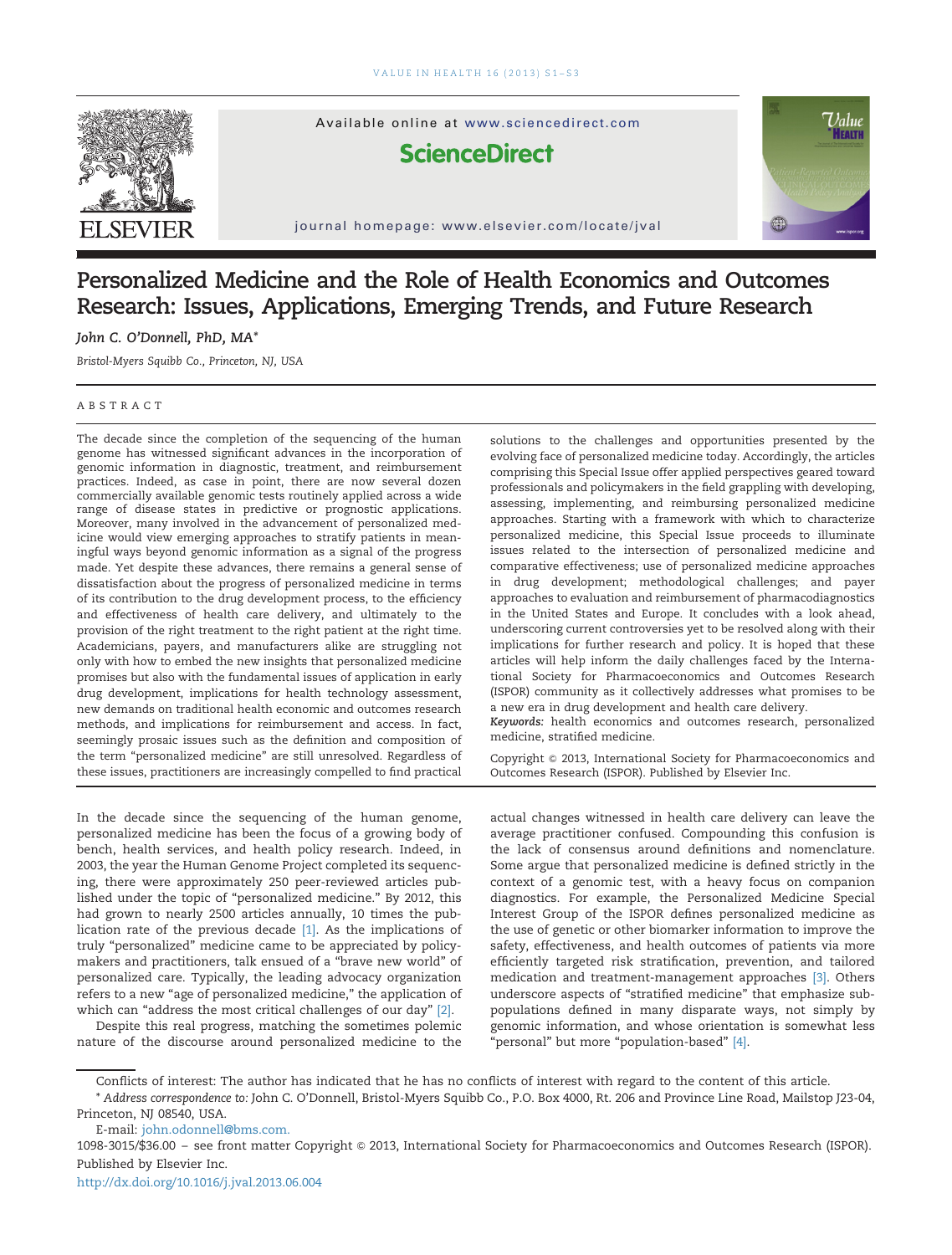# Personalized Medicine and the Role of Health Economics and Outcomes Research: Issues, Applications, Emerging Trends, and Future Research

*John C. O'Donnell, PhD, MA**

*Bristol-Myers Squibb Co., Princeton, NJ, USA*

## ABSTRACT

The decade since the completion of the sequencing of the human genome has witnessed significant advances in the incorporation of genomic information in diagnostic, treatment, and reimbursement practices. Indeed, as case in point, there are now several dozen commercially available genomic tests routinely applied across a wide range of disease states in predictive or prognostic applications. Moreover, many involved in the advancement of personalized medicine would view emerging approaches to stratify patients in meaningful ways beyond genomic information as a signal of the progress made. Yet despite these advances, there remains a general sense of dissatisfaction about the progress of personalized medicine in terms of its contribution to the drug development process, to the efficiency and effectiveness of health care delivery, and ultimately to the provision of the right treatment to the right patient at the right time. Academicians, payers, and manufacturers alike are struggling not only with how to embed the new insights that personalized medicine promises but also with the fundamental issues of application in early drug development, implications for health technology assessment, new demands on traditional health economic and outcomes research methods, and implications for reimbursement and access. In fact, seemingly prosaic issues such as the definition and composition of the term "personalized medicine" are still unresolved. Regardless of these issues, practitioners are increasingly compelled to find practical solutions to the challenges and opportunities presented by the evolving face of personalized medicine today. Accordingly, the articles comprising this Special Issue offer applied perspectives geared toward professionals and policymakers in the field grappling with developing, assessing, implementing, and reimbursing personalized medicine approaches. Starting with a framework with which to characterize personalized medicine, this Special Issue proceeds to illuminate issues related to the intersection of personalized medicine and comparative effectiveness; use of personalized medicine approaches in drug development; methodological challenges; and payer approaches to evaluation and reimbursement of pharmacodiagnostics in the United States and Europe. It concludes with a look ahead, underscoring current controversies yet to be resolved along with their implications for further research and policy. It is hoped that these articles will help inform the daily challenges faced by the International Society for Pharmacoeconomics and Outcomes Research (ISPOR) community as it collectively addresses what promises to be a new era in drug development and health care delivery.

*Keywords:* health economics and outcomes research, personalized medicine, stratified medicine.

Copyright © 2013, International Society for Pharmacoeconomics and Outcomes Research (ISPOR). Published by Elsevier Inc.

---

In the decade since the sequencing of the human genome, personalized medicine has been the focus of a growing body of bench, health services, and health policy research. Indeed, in 2003, the year the Human Genome Project completed its sequencing, there were approximately 250 peer-reviewed articles published under the topic of "personalized medicine." By 2012, this had grown to nearly 2500 articles annually, 10 times the publication rate of the previous decade [1]. As the implications of truly "personalized" medicine came to be appreciated by policymakers and practitioners, talk ensued of a "brave new world" of personalized care. Typically, the leading advocacy organization refers to a new "age of personalized medicine," the application of which can "address the most critical challenges of our day" [2].

Despite this real progress, matching the sometimes polemic nature of the discourse around personalized medicine to the actual changes witnessed in health care delivery can leave the average practitioner confused. Compounding this confusion is the lack of consensus around definitions and nomenclature. Some argue that personalized medicine is defined strictly in the context of a genomic test, with a heavy focus on companion diagnostics. For example, the Personalized Medicine Special Interest Group of the ISPOR defines personalized medicine as the use of genetic or other biomarker information to improve the safety, effectiveness, and health outcomes of patients via more efficiently targeted risk stratification, prevention, and tailored medication and treatment-management approaches [3]. Others underscore aspects of "stratified medicine" that emphasize subpopulations defined in many disparate ways, not simply by genomic information, and whose orientation is somewhat less "personal" but more "population-based" [4].

---

Conflicts of interest: The author has indicated that he has no conflicts of interest with regard to the content of this article.

\* *Address correspondence to:* John C. O'Donnell, Bristol-Myers Squibb Co., P.O. Box 4000, Rt. 206 and Province Line Road, Mailstop J23-04, Princeton, NJ 08540, USA.

E-mail: john.odonnell@bms.com.

1098-3015/$36.00 – see front matter Copyright © 2013, International Society for Pharmacoeconomics and Outcomes Research (ISPOR). Published by Elsevier Inc.

http://dx.doi.org/10.1016/j.jval.2013.06.004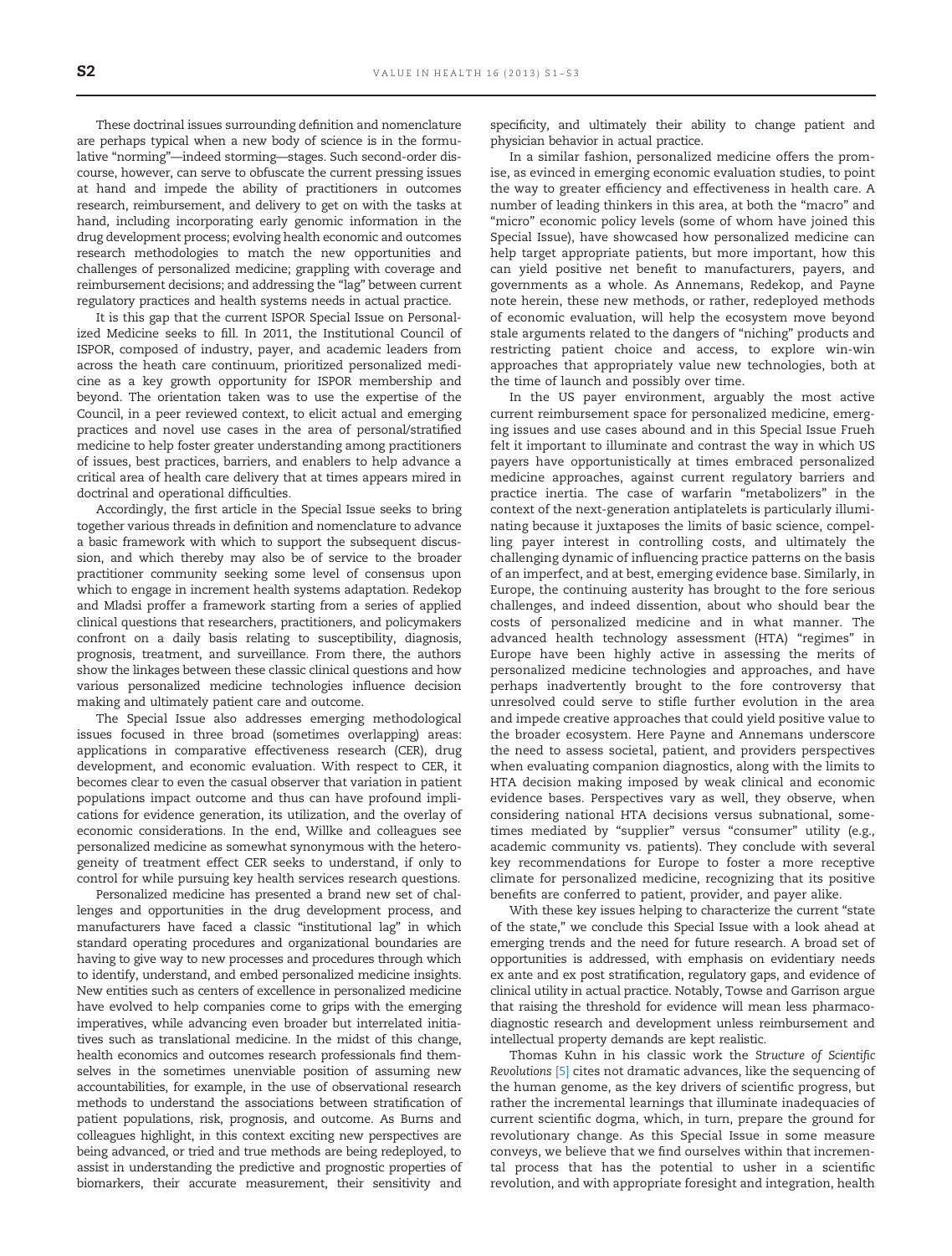These doctrinal issues surrounding definition and nomenclature are perhaps typical when a new body of science is in the formulative "norming"—indeed storming—stages. Such second-order discourse, however, can serve to obfuscate the current pressing issues at hand and impede the ability of practitioners in outcomes research, reimbursement, and delivery to get on with the tasks at hand, including incorporating early genomic information in the drug development process; evolving health economic and outcomes research methodologies to match the new opportunities and challenges of personalized medicine; grappling with coverage and reimbursement decisions; and addressing the "lag" between current regulatory practices and health systems needs in actual practice.

It is this gap that the current ISPOR Special Issue on Personalized Medicine seeks to fill. In 2011, the Institutional Council of ISPOR, composed of industry, payer, and academic leaders from across the heath care continuum, prioritized personalized medicine as a key growth opportunity for ISPOR membership and beyond. The orientation taken was to use the expertise of the Council, in a peer reviewed context, to elicit actual and emerging practices and novel use cases in the area of personal/stratified medicine to help foster greater understanding among practitioners of issues, best practices, barriers, and enablers to help advance a critical area of health care delivery that at times appears mired in doctrinal and operational difficulties.

Accordingly, the first article in the Special Issue seeks to bring together various threads in definition and nomenclature to advance a basic framework with which to support the subsequent discussion, and which thereby may also be of service to the broader practitioner community seeking some level of consensus upon which to engage in increment health systems adaptation. Redekop and Mladsi proffer a framework starting from a series of applied clinical questions that researchers, practitioners, and policymakers confront on a daily basis relating to susceptibility, diagnosis, prognosis, treatment, and surveillance. From there, the authors show the linkages between these classic clinical questions and how various personalized medicine technologies influence decision making and ultimately patient care and outcome.

The Special Issue also addresses emerging methodological issues focused in three broad (sometimes overlapping) areas: applications in comparative effectiveness research (CER), drug development, and economic evaluation. With respect to CER, it becomes clear to even the casual observer that variation in patient populations impact outcome and thus can have profound implications for evidence generation, its utilization, and the overlay of economic considerations. In the end, Willke and colleagues see personalized medicine as somewhat synonymous with the heterogeneity of treatment effect CER seeks to understand, if only to control for while pursuing key health services research questions.

Personalized medicine has presented a brand new set of challenges and opportunities in the drug development process, and manufacturers have faced a classic "institutional lag" in which standard operating procedures and organizational boundaries are having to give way to new processes and procedures through which to identify, understand, and embed personalized medicine insights. New entities such as centers of excellence in personalized medicine have evolved to help companies come to grips with the emerging imperatives, while advancing even broader but interrelated initiatives such as translational medicine. In the midst of this change, health economics and outcomes research professionals find themselves in the sometimes unenviable position of assuming new accountabilities, for example, in the use of observational research methods to understand the associations between stratification of patient populations, risk, prognosis, and outcome. As Burns and colleagues highlight, in this context exciting new perspectives are being advanced, or tried and true methods are being redeployed, to assist in understanding the predictive and prognostic properties of biomarkers, their accurate measurement, their sensitivity and specificity, and ultimately their ability to change patient and physician behavior in actual practice.

In a similar fashion, personalized medicine offers the promise, as evinced in emerging economic evaluation studies, to point the way to greater efficiency and effectiveness in health care. A number of leading thinkers in this area, at both the "macro" and "micro" economic policy levels (some of whom have joined this Special Issue), have showcased how personalized medicine can help target appropriate patients, but more important, how this can yield positive net benefit to manufacturers, payers, and governments as a whole. As Annemans, Redekop, and Payne note herein, these new methods, or rather, redeployed methods of economic evaluation, will help the ecosystem move beyond stale arguments related to the dangers of "niching" products and restricting patient choice and access, to explore win-win approaches that appropriately value new technologies, both at the time of launch and possibly over time.

In the US payer environment, arguably the most active current reimbursement space for personalized medicine, emerging issues and use cases abound and in this Special Issue Frueh felt it important to illuminate and contrast the way in which US payers have opportunistically at times embraced personalized medicine approaches, against current regulatory barriers and practice inertia. The case of warfarin "metabolizers" in the context of the next-generation antiplatelets is particularly illuminating because it juxtaposes the limits of basic science, compelling payer interest in controlling costs, and ultimately the challenging dynamic of influencing practice patterns on the basis of an imperfect, and at best, emerging evidence base. Similarly, in Europe, the continuing austerity has brought to the fore serious challenges, and indeed dissention, about who should bear the costs of personalized medicine and in what manner. The advanced health technology assessment (HTA) "regimes" in Europe have been highly active in assessing the merits of personalized medicine technologies and approaches, and have perhaps inadvertently brought to the fore controversy that unresolved could serve to stifle further evolution in the area and impede creative approaches that could yield positive value to the broader ecosystem. Here Payne and Annemans underscore the need to assess societal, patient, and providers perspectives when evaluating companion diagnostics, along with the limits to HTA decision making imposed by weak clinical and economic evidence bases. Perspectives vary as well, they observe, when considering national HTA decisions versus subnational, sometimes mediated by "supplier" versus "consumer" utility (e.g., academic community vs. patients). They conclude with several key recommendations for Europe to foster a more receptive climate for personalized medicine, recognizing that its positive benefits are conferred to patient, provider, and payer alike.

With these key issues helping to characterize the current "state of the state," we conclude this Special Issue with a look ahead at emerging trends and the need for future research. A broad set of opportunities is addressed, with emphasis on evidentiary needs ex ante and ex post stratification, regulatory gaps, and evidence of clinical utility in actual practice. Notably, Towse and Garrison argue that raising the threshold for evidence will mean less pharmacodiagnostic research and development unless reimbursement and intellectual property demands are kept realistic.

Thomas Kuhn in his classic work the *Structure of Scientific Revolutions* [5] cites not dramatic advances, like the sequencing of the human genome, as the key drivers of scientific progress, but rather the incremental learnings that illuminate inadequacies of current scientific dogma, which, in turn, prepare the ground for revolutionary change. As this Special Issue in some measure conveys, we believe that we find ourselves within that incremental process that has the potential to usher in a scientific revolution, and with appropriate foresight and integration, health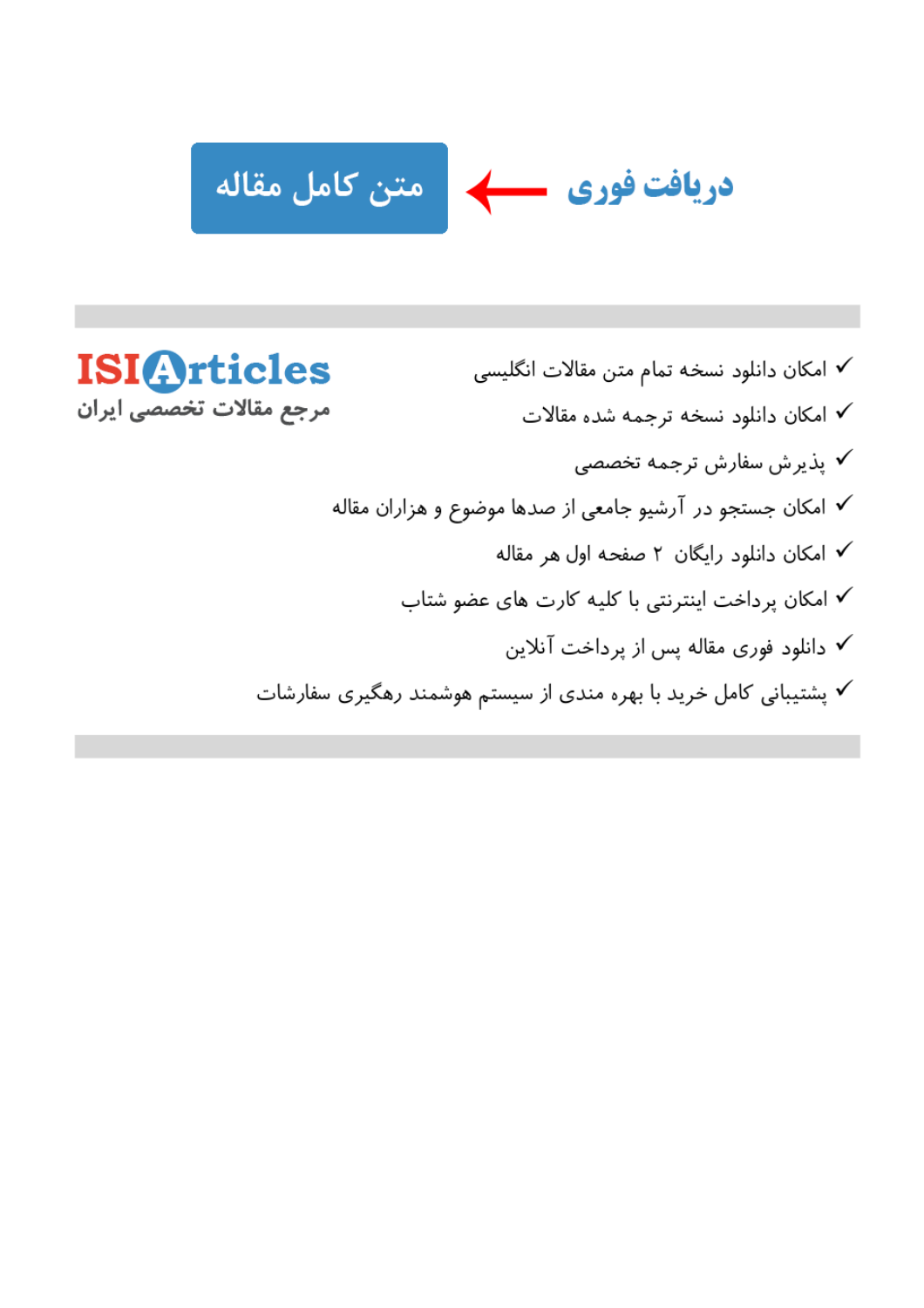متن کامل مقاله ← دریافت فوری

**ISIArticles**
مرجع مقالات تخصصی ایران

- ✓ امکان دانلود نسخه تمام متن مقالات انگلیسی
- ✓ امکان دانلود نسخه ترجمه شده مقالات
- ✓ پذیرش سفارش ترجمه تخصصی
- ✓ امکان جستجو در آرشیو جامعی از صدها موضوع و هزاران مقاله
- ✓ امکان دانلود رایگان ۲ صفحه اول هر مقاله
- ✓ امکان پرداخت اینترنتی با کلیه کارت های عضو شتاب
- ✓ دانلود فوری مقاله پس از پرداخت آنلاین
- ✓ پشتیبانی کامل خرید با بهره مندی از سیستم هوشمند رهگیری سفارشات